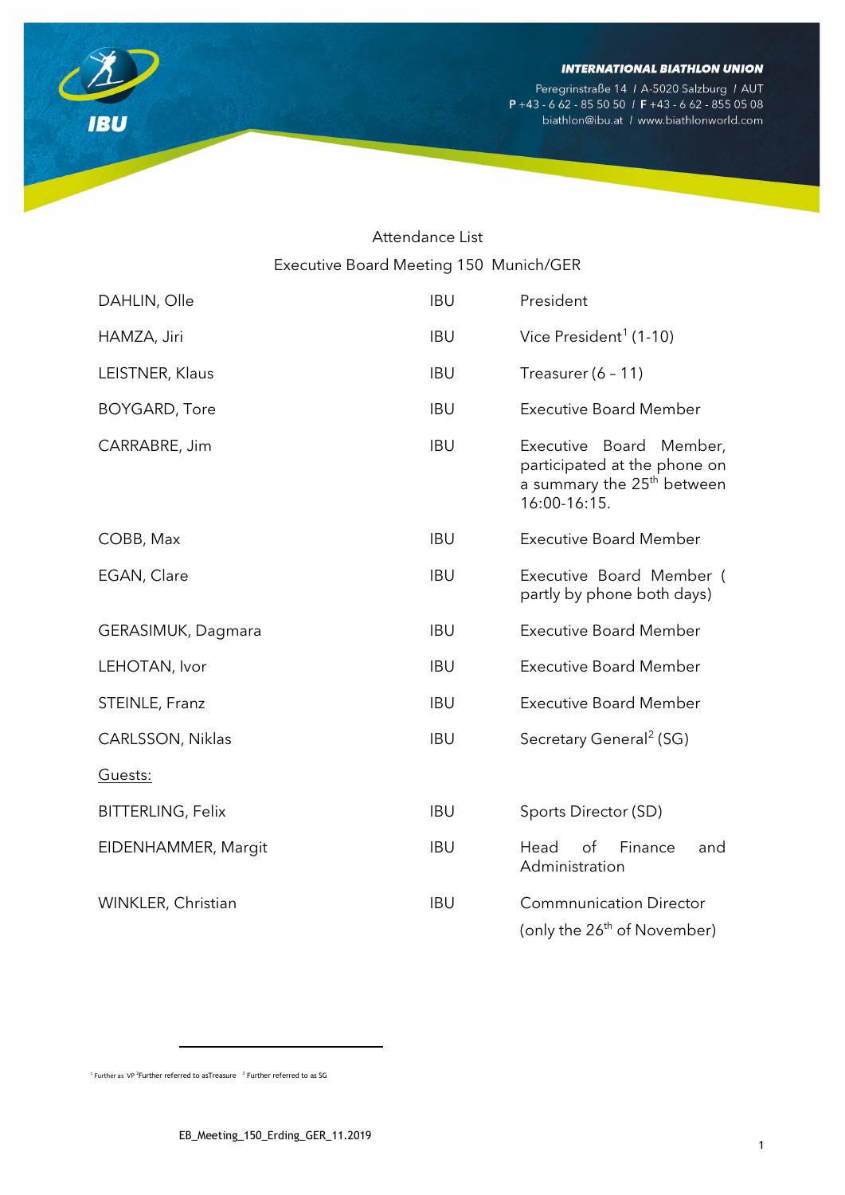Attendance List

Executive Board Meeting 150 Munich/GER

| | | |
|---|---|---|
| DAHLIN, Olle | IBU | President |
| HAMZA, Jiri | IBU | Vice President[1] (1-10) |
| LEISTNER, Klaus | IBU | Treasurer (6 – 11) |
| BOYGARD, Tore | IBU | Executive Board Member |
| CARRABRE, Jim | IBU | Executive Board Member, participated at the phone on a summary the 25th between 16:00-16:15. |
| COBB, Max | IBU | Executive Board Member |
| EGAN, Clare | IBU | Executive Board Member ( partly by phone both days) |
| GERASIMUK, Dagmara | IBU | Executive Board Member |
| LEHOTAN, Ivor | IBU | Executive Board Member |
| STEINLE, Franz | IBU | Executive Board Member |
| CARLSSON, Niklas | IBU | Secretary General[2] (SG) |

Guests:

| | | |
|---|---|---|
| BITTERLING, Felix | IBU | Sports Director (SD) |
| EIDENHAMMER, Margit | IBU | Head of Finance and Administration |
| WINKLER, Christian | IBU | Commnunication Director (only the 26th of November) |

[1] Further as VP [2]Further referred to asTreasure [3] Further referred to as SG

EB_Meeting_150_Erding_GER_11.2019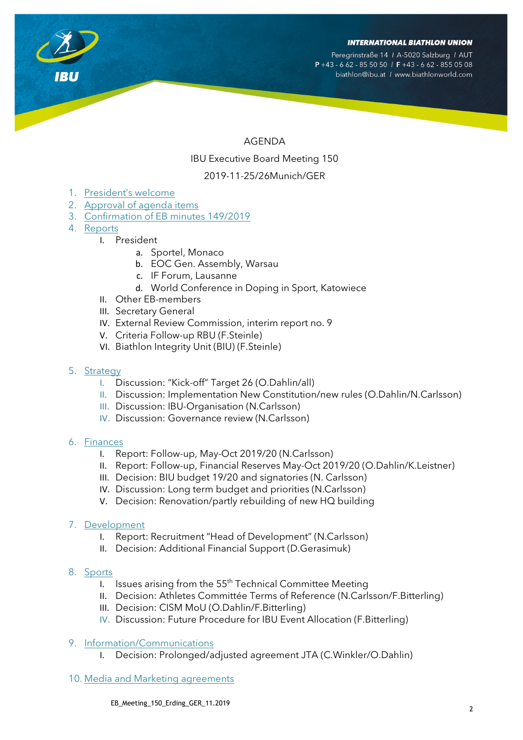AGENDA

IBU Executive Board Meeting 150

2019-11-25/26Munich/GER

1. President's welcome
2. Approval of agenda items
3. Confirmation of EB minutes 149/2019
4. Reports
   - I. President
     - a. Sportel, Monaco
     - b. EOC Gen. Assembly, Warsau
     - c. IF Forum, Lausanne
     - d. World Conference in Doping in Sport, Katowiece
   - II. Other EB-members
   - III. Secretary General
   - IV. External Review Commission, interim report no. 9
   - V. Criteria Follow-up RBU (F.Steinle)
   - VI. Biathlon Integrity Unit (BIU) (F.Steinle)

5. Strategy
   - I. Discussion: "Kick-off" Target 26 (O.Dahlin/all)
   - II. Discussion: Implementation New Constitution/new rules (O.Dahlin/N.Carlsson)
   - III. Discussion: IBU-Organisation (N.Carlsson)
   - IV. Discussion: Governance review (N.Carlsson)

6. Finances
   - I. Report: Follow-up, May-Oct 2019/20 (N.Carlsson)
   - II. Report: Follow-up, Financial Reserves May-Oct 2019/20 (O.Dahlin/K.Leistner)
   - III. Decision: BIU budget 19/20 and signatories (N. Carlsson)
   - IV. Discussion: Long term budget and priorities (N.Carlsson)
   - V. Decision: Renovation/partly rebuilding of new HQ building

7. Development
   - I. Report: Recruitment "Head of Development" (N.Carlsson)
   - II. Decision: Additional Financial Support (D.Gerasimuk)

8. Sports
   - I. Issues arising from the 55th Technical Committee Meeting
   - II. Decision: Athletes Committée Terms of Reference (N.Carlsson/F.Bitterling)
   - III. Decision: CISM MoU (O.Dahlin/F.Bitterling)
   - IV. Discussion: Future Procedure for IBU Event Allocation (F.Bitterling)

9. Information/Communications
   - I. Decision: Prolonged/adjusted agreement JTA (C.Winkler/O.Dahlin)

10. Media and Marketing agreements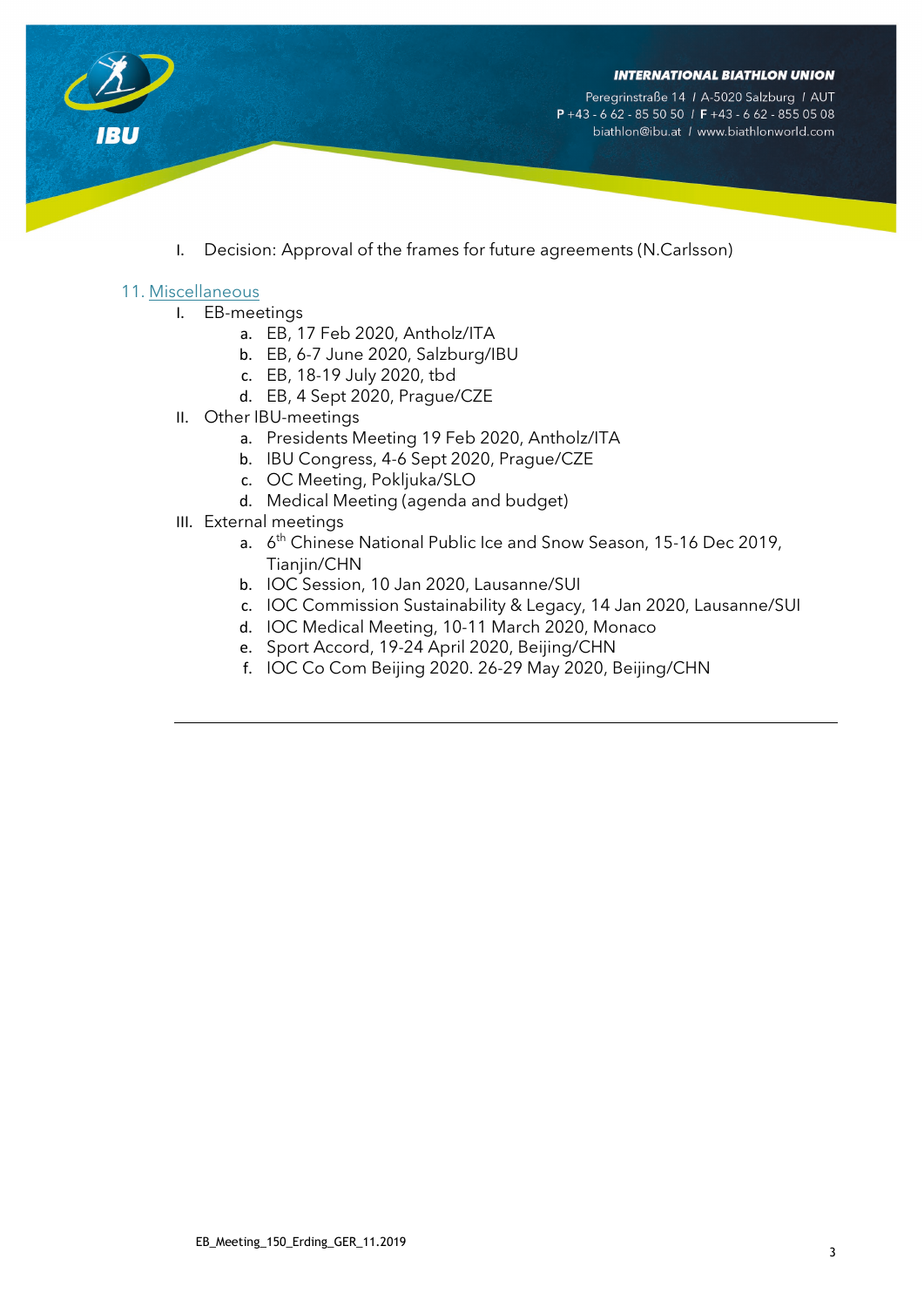I. Decision: Approval of the frames for future agreements (N.Carlsson)

## 11. Miscellaneous

I. EB-meetings
   a. EB, 17 Feb 2020, Antholz/ITA
   b. EB, 6-7 June 2020, Salzburg/IBU
   c. EB, 18-19 July 2020, tbd
   d. EB, 4 Sept 2020, Prague/CZE

II. Other IBU-meetings
   a. Presidents Meeting 19 Feb 2020, Antholz/ITA
   b. IBU Congress, 4-6 Sept 2020, Prague/CZE
   c. OC Meeting, Pokljuka/SLO
   d. Medical Meeting (agenda and budget)

III. External meetings
   a. 6th Chinese National Public Ice and Snow Season, 15-16 Dec 2019, Tianjin/CHN
   b. IOC Session, 10 Jan 2020, Lausanne/SUI
   c. IOC Commission Sustainability & Legacy, 14 Jan 2020, Lausanne/SUI
   d. IOC Medical Meeting, 10-11 March 2020, Monaco
   e. Sport Accord, 19-24 April 2020, Beijing/CHN
   f. IOC Co Com Beijing 2020. 26-29 May 2020, Beijing/CHN

---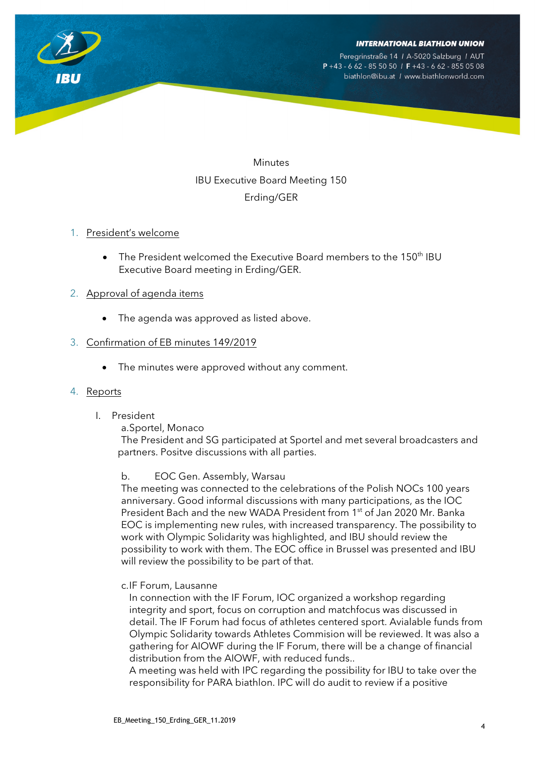Minutes

IBU Executive Board Meeting 150

Erding/GER

1. President's welcome

   - The President welcomed the Executive Board members to the 150th IBU Executive Board meeting in Erding/GER.

2. Approval of agenda items

   - The agenda was approved as listed above.

3. Confirmation of EB minutes 149/2019

   - The minutes were approved without any comment.

4. Reports

   I. President

   a.Sportel, Monaco
   The President and SG participated at Sportel and met several broadcasters and partners. Positve discussions with all parties.

   b. EOC Gen. Assembly, Warsau
   The meeting was connected to the celebrations of the Polish NOCs 100 years anniversary. Good informal discussions with many participations, as the IOC President Bach and the new WADA President from 1st of Jan 2020 Mr. Banka EOC is implementing new rules, with increased transparency. The possibility to work with Olympic Solidarity was highlighted, and IBU should review the possibility to work with them. The EOC office in Brussel was presented and IBU will review the possibility to be part of that.

   c.IF Forum, Lausanne
   In connection with the IF Forum, IOC organized a workshop regarding integrity and sport, focus on corruption and matchfocus was discussed in detail. The IF Forum had focus of athletes centered sport. Avialable funds from Olympic Solidarity towards Athletes Commision will be reviewed. It was also a gathering for AIOWF during the IF Forum, there will be a change of financial distribution from the AIOWF, with reduced funds..
   A meeting was held with IPC regarding the possibility for IBU to take over the responsibility for PARA biathlon. IPC will do audit to review if a positive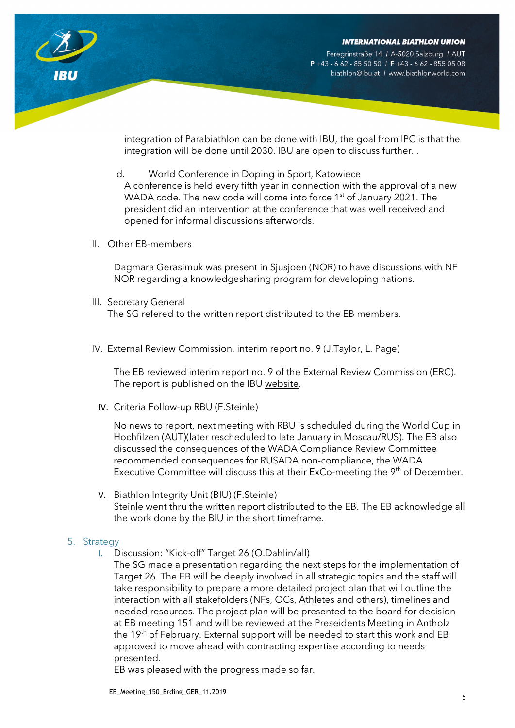integration of Parabiathlon can be done with IBU, the goal from IPC is that the integration will be done until 2030. IBU are open to discuss further. .

d. World Conference in Doping in Sport, Katowiece
A conference is held every fifth year in connection with the approval of a new WADA code. The new code will come into force 1st of January 2021. The president did an intervention at the conference that was well received and opened for informal discussions afterwords.

II. Other EB-members

Dagmara Gerasimuk was present in Sjusjoen (NOR) to have discussions with NF NOR regarding a knowledgesharing program for developing nations.

III. Secretary General
The SG refered to the written report distributed to the EB members.

IV. External Review Commission, interim report no. 9 (J.Taylor, L. Page)

The EB reviewed interim report no. 9 of the External Review Commission (ERC). The report is published on the IBU website.

IV. Criteria Follow-up RBU (F.Steinle)

No news to report, next meeting with RBU is scheduled during the World Cup in Hochfilzen (AUT)(later rescheduled to late January in Moscau/RUS). The EB also discussed the consequences of the WADA Compliance Review Committee recommended consequences for RUSADA non-compliance, the WADA Executive Committee will discuss this at their ExCo-meeting the 9th of December.

V. Biathlon Integrity Unit (BIU) (F.Steinle)
Steinle went thru the written report distributed to the EB. The EB acknowledge all the work done by the BIU in the short timeframe.

## 5. Strategy

I. Discussion: "Kick-off" Target 26 (O.Dahlin/all)
The SG made a presentation regarding the next steps for the implementation of Target 26. The EB will be deeply involved in all strategic topics and the staff will take responsibility to prepare a more detailed project plan that will outline the interaction with all stakefolders (NFs, OCs, Athletes and others), timelines and needed resources. The project plan will be presented to the board for decision at EB meeting 151 and will be reviewed at the Preseidents Meeting in Antholz the 19th of February. External support will be needed to start this work and EB approved to move ahead with contracting expertise according to needs presented.
EB was pleased with the progress made so far.

EB_Meeting_150_Erding_GER_11.2019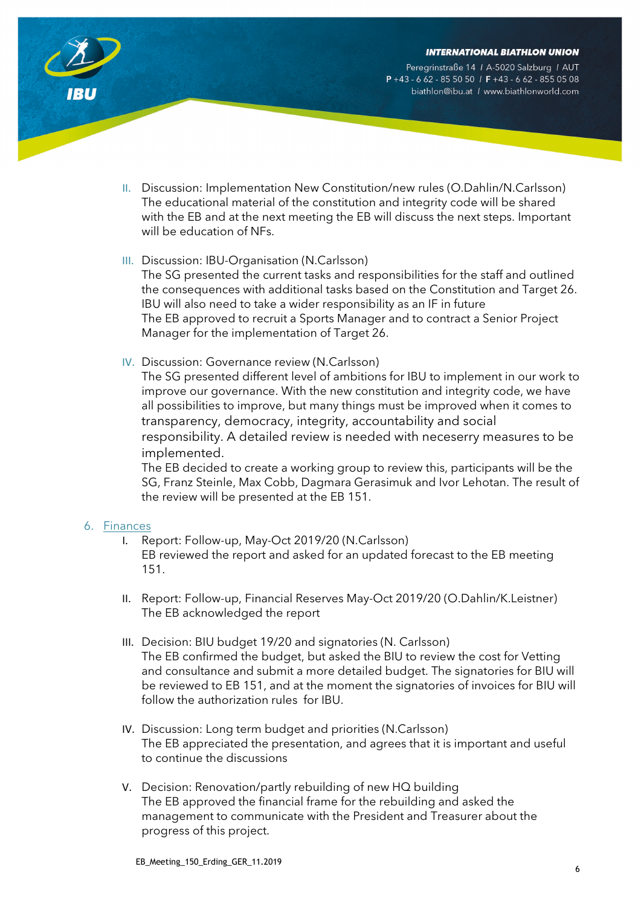II. Discussion: Implementation New Constitution/new rules (O.Dahlin/N.Carlsson)
The educational material of the constitution and integrity code will be shared with the EB and at the next meeting the EB will discuss the next steps. Important will be education of NFs.

III. Discussion: IBU-Organisation (N.Carlsson)
The SG presented the current tasks and responsibilities for the staff and outlined the consequences with additional tasks based on the Constitution and Target 26. IBU will also need to take a wider responsibility as an IF in future
The EB approved to recruit a Sports Manager and to contract a Senior Project Manager for the implementation of Target 26.

IV. Discussion: Governance review (N.Carlsson)
The SG presented different level of ambitions for IBU to implement in our work to improve our governance. With the new constitution and integrity code, we have all possibilities to improve, but many things must be improved when it comes to transparency, democracy, integrity, accountability and social responsibility. A detailed review is needed with neceserry measures to be implemented.
The EB decided to create a working group to review this, participants will be the SG, Franz Steinle, Max Cobb, Dagmara Gerasimuk and Ivor Lehotan. The result of the review will be presented at the EB 151.

6. Finances

I. Report: Follow-up, May-Oct 2019/20 (N.Carlsson)
EB reviewed the report and asked for an updated forecast to the EB meeting 151.

II. Report: Follow-up, Financial Reserves May-Oct 2019/20 (O.Dahlin/K.Leistner)
The EB acknowledged the report

III. Decision: BIU budget 19/20 and signatories (N. Carlsson)
The EB confirmed the budget, but asked the BIU to review the cost for Vetting and consultance and submit a more detailed budget. The signatories for BIU will be reviewed to EB 151, and at the moment the signatories of invoices for BIU will follow the authorization rules for IBU.

IV. Discussion: Long term budget and priorities (N.Carlsson)
The EB appreciated the presentation, and agrees that it is important and useful to continue the discussions

V. Decision: Renovation/partly rebuilding of new HQ building
The EB approved the financial frame for the rebuilding and asked the management to communicate with the President and Treasurer about the progress of this project.

EB_Meeting_150_Erding_GER_11.2019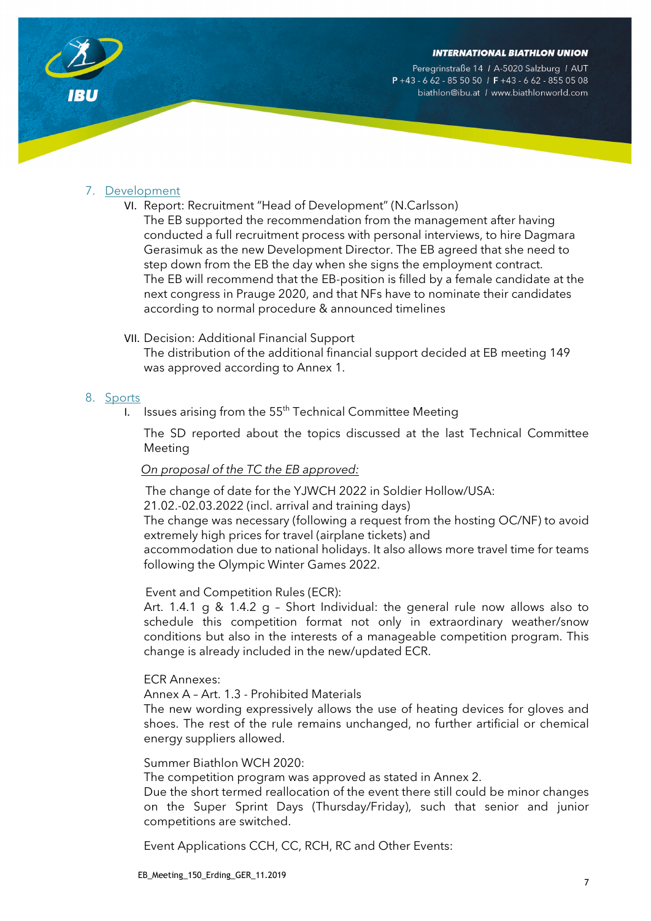7. Development

VI. Report: Recruitment "Head of Development" (N.Carlsson)
The EB supported the recommendation from the management after having conducted a full recruitment process with personal interviews, to hire Dagmara Gerasimuk as the new Development Director. The EB agreed that she need to step down from the EB the day when she signs the employment contract.
The EB will recommend that the EB-position is filled by a female candidate at the next congress in Prauge 2020, and that NFs have to nominate their candidates according to normal procedure & announced timelines

VII. Decision: Additional Financial Support
The distribution of the additional financial support decided at EB meeting 149 was approved according to Annex 1.

8. Sports

I. Issues arising from the 55th Technical Committee Meeting

The SD reported about the topics discussed at the last Technical Committee Meeting

*On proposal of the TC the EB approved:*

The change of date for the YJWCH 2022 in Soldier Hollow/USA:
21.02.-02.03.2022 (incl. arrival and training days)
The change was necessary (following a request from the hosting OC/NF) to avoid extremely high prices for travel (airplane tickets) and
accommodation due to national holidays. It also allows more travel time for teams following the Olympic Winter Games 2022.

Event and Competition Rules (ECR):
Art. 1.4.1 g & 1.4.2 g – Short Individual: the general rule now allows also to schedule this competition format not only in extraordinary weather/snow conditions but also in the interests of a manageable competition program. This change is already included in the new/updated ECR.

ECR Annexes:
Annex A – Art. 1.3 - Prohibited Materials
The new wording expressively allows the use of heating devices for gloves and shoes. The rest of the rule remains unchanged, no further artificial or chemical energy suppliers allowed.

Summer Biathlon WCH 2020:
The competition program was approved as stated in Annex 2.
Due the short termed reallocation of the event there still could be minor changes on the Super Sprint Days (Thursday/Friday), such that senior and junior competitions are switched.

Event Applications CCH, CC, RCH, RC and Other Events: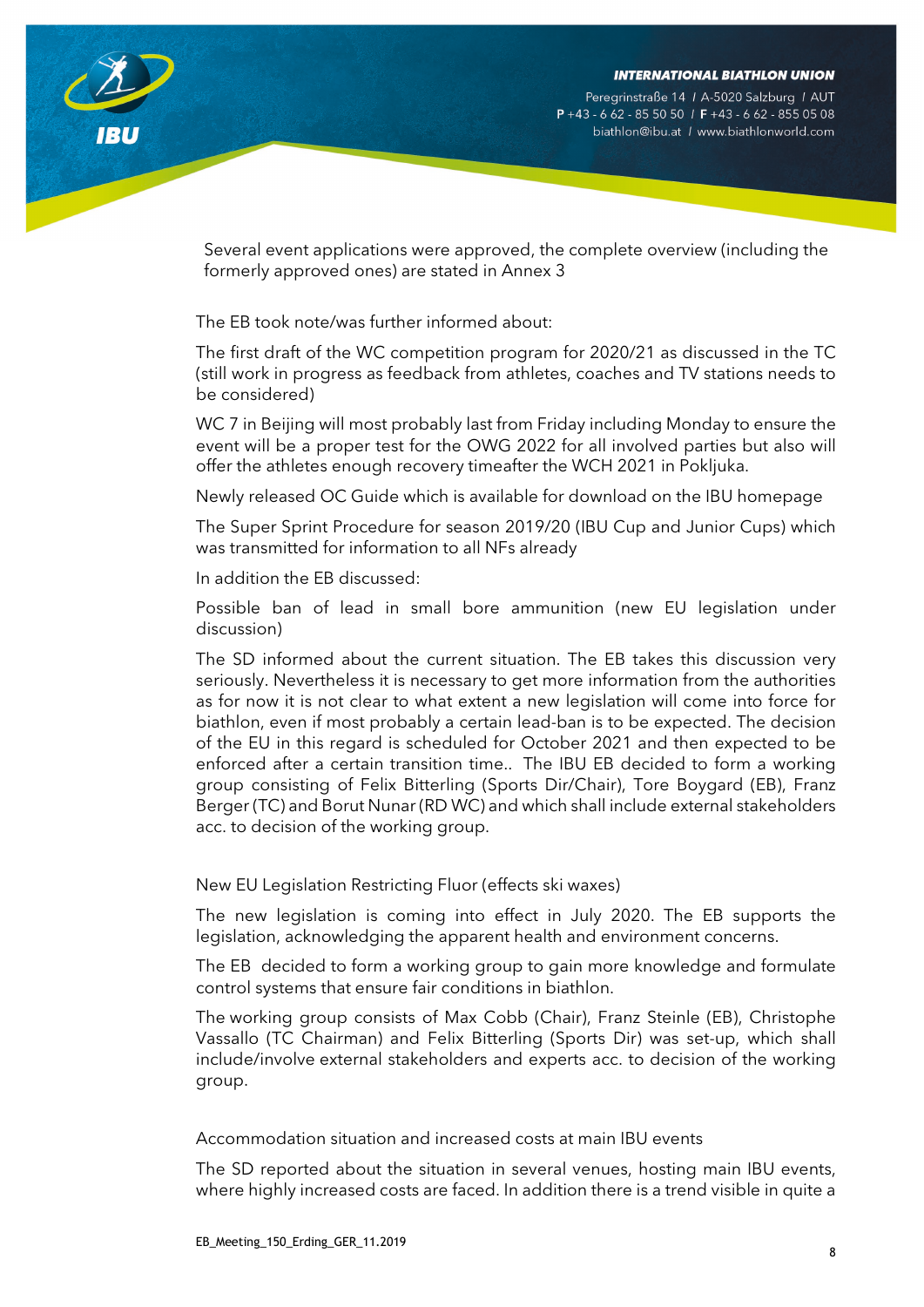Several event applications were approved, the complete overview (including the formerly approved ones) are stated in Annex 3

The EB took note/was further informed about:

The first draft of the WC competition program for 2020/21 as discussed in the TC (still work in progress as feedback from athletes, coaches and TV stations needs to be considered)

WC 7 in Beijing will most probably last from Friday including Monday to ensure the event will be a proper test for the OWG 2022 for all involved parties but also will offer the athletes enough recovery timeafter the WCH 2021 in Pokljuka.

Newly released OC Guide which is available for download on the IBU homepage

The Super Sprint Procedure for season 2019/20 (IBU Cup and Junior Cups) which was transmitted for information to all NFs already

In addition the EB discussed:

Possible ban of lead in small bore ammunition (new EU legislation under discussion)

The SD informed about the current situation. The EB takes this discussion very seriously. Nevertheless it is necessary to get more information from the authorities as for now it is not clear to what extent a new legislation will come into force for biathlon, even if most probably a certain lead-ban is to be expected. The decision of the EU in this regard is scheduled for October 2021 and then expected to be enforced after a certain transition time.. The IBU EB decided to form a working group consisting of Felix Bitterling (Sports Dir/Chair), Tore Boygard (EB), Franz Berger (TC) and Borut Nunar (RD WC) and which shall include external stakeholders acc. to decision of the working group.

New EU Legislation Restricting Fluor (effects ski waxes)

The new legislation is coming into effect in July 2020. The EB supports the legislation, acknowledging the apparent health and environment concerns.

The EB decided to form a working group to gain more knowledge and formulate control systems that ensure fair conditions in biathlon.

The working group consists of Max Cobb (Chair), Franz Steinle (EB), Christophe Vassallo (TC Chairman) and Felix Bitterling (Sports Dir) was set-up, which shall include/involve external stakeholders and experts acc. to decision of the working group.

Accommodation situation and increased costs at main IBU events

The SD reported about the situation in several venues, hosting main IBU events, where highly increased costs are faced. In addition there is a trend visible in quite a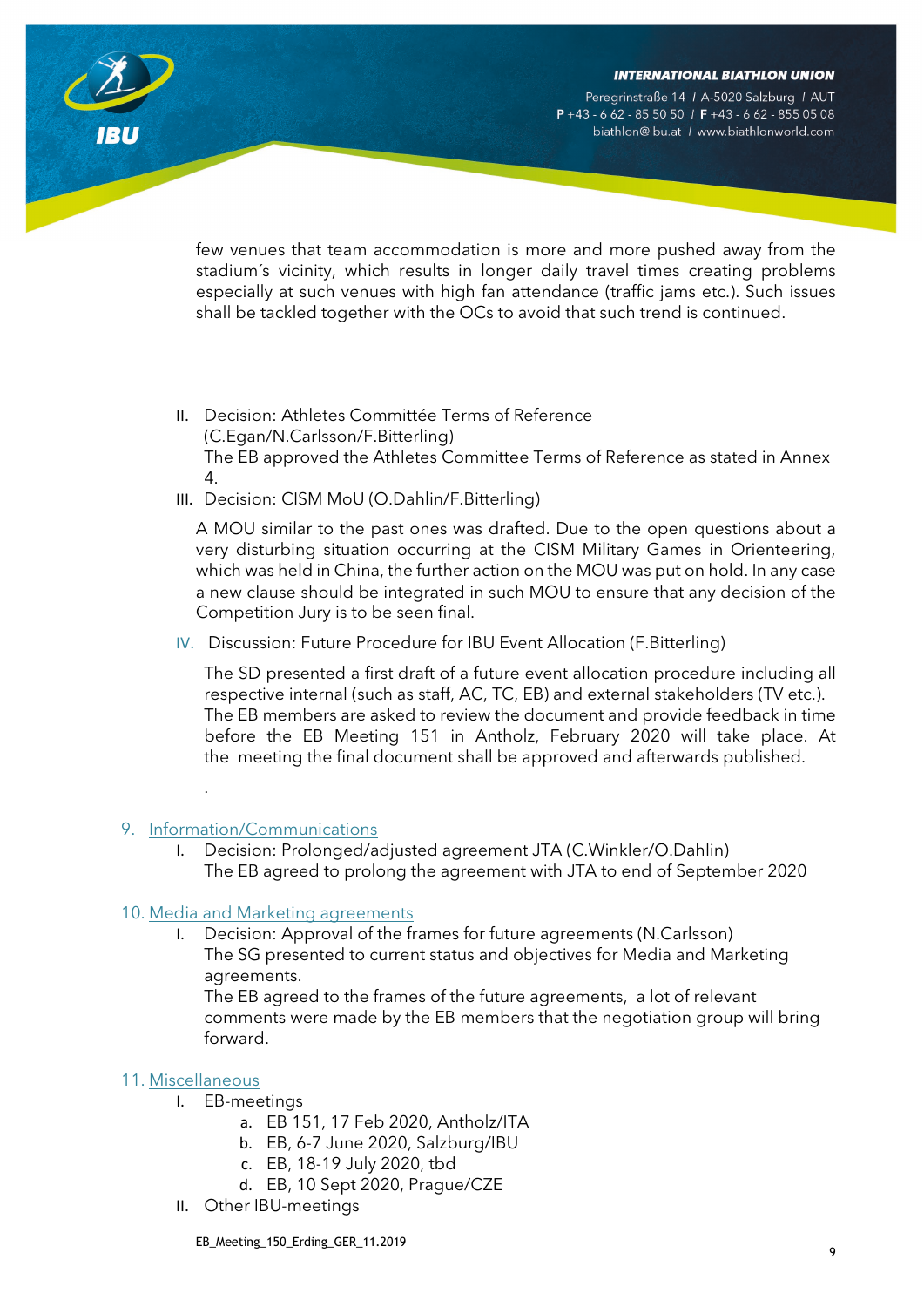few venues that team accommodation is more and more pushed away from the stadium´s vicinity, which results in longer daily travel times creating problems especially at such venues with high fan attendance (traffic jams etc.). Such issues shall be tackled together with the OCs to avoid that such trend is continued.

II. Decision: Athletes Committée Terms of Reference (C.Egan/N.Carlsson/F.Bitterling)
The EB approved the Athletes Committee Terms of Reference as stated in Annex 4.

III. Decision: CISM MoU (O.Dahlin/F.Bitterling)

A MOU similar to the past ones was drafted. Due to the open questions about a very disturbing situation occurring at the CISM Military Games in Orienteering, which was held in China, the further action on the MOU was put on hold. In any case a new clause should be integrated in such MOU to ensure that any decision of the Competition Jury is to be seen final.

IV. Discussion: Future Procedure for IBU Event Allocation (F.Bitterling)

The SD presented a first draft of a future event allocation procedure including all respective internal (such as staff, AC, TC, EB) and external stakeholders (TV etc.). The EB members are asked to review the document and provide feedback in time before the EB Meeting 151 in Antholz, February 2020 will take place. At the meeting the final document shall be approved and afterwards published.

.

## 9. Information/Communications

I. Decision: Prolonged/adjusted agreement JTA (C.Winkler/O.Dahlin)
The EB agreed to prolong the agreement with JTA to end of September 2020

## 10. Media and Marketing agreements

I. Decision: Approval of the frames for future agreements (N.Carlsson)
The SG presented to current status and objectives for Media and Marketing agreements.
The EB agreed to the frames of the future agreements, a lot of relevant comments were made by the EB members that the negotiation group will bring forward.

## 11. Miscellaneous

I. EB-meetings
   a. EB 151, 17 Feb 2020, Antholz/ITA
   b. EB, 6-7 June 2020, Salzburg/IBU
   c. EB, 18-19 July 2020, tbd
   d. EB, 10 Sept 2020, Prague/CZE

II. Other IBU-meetings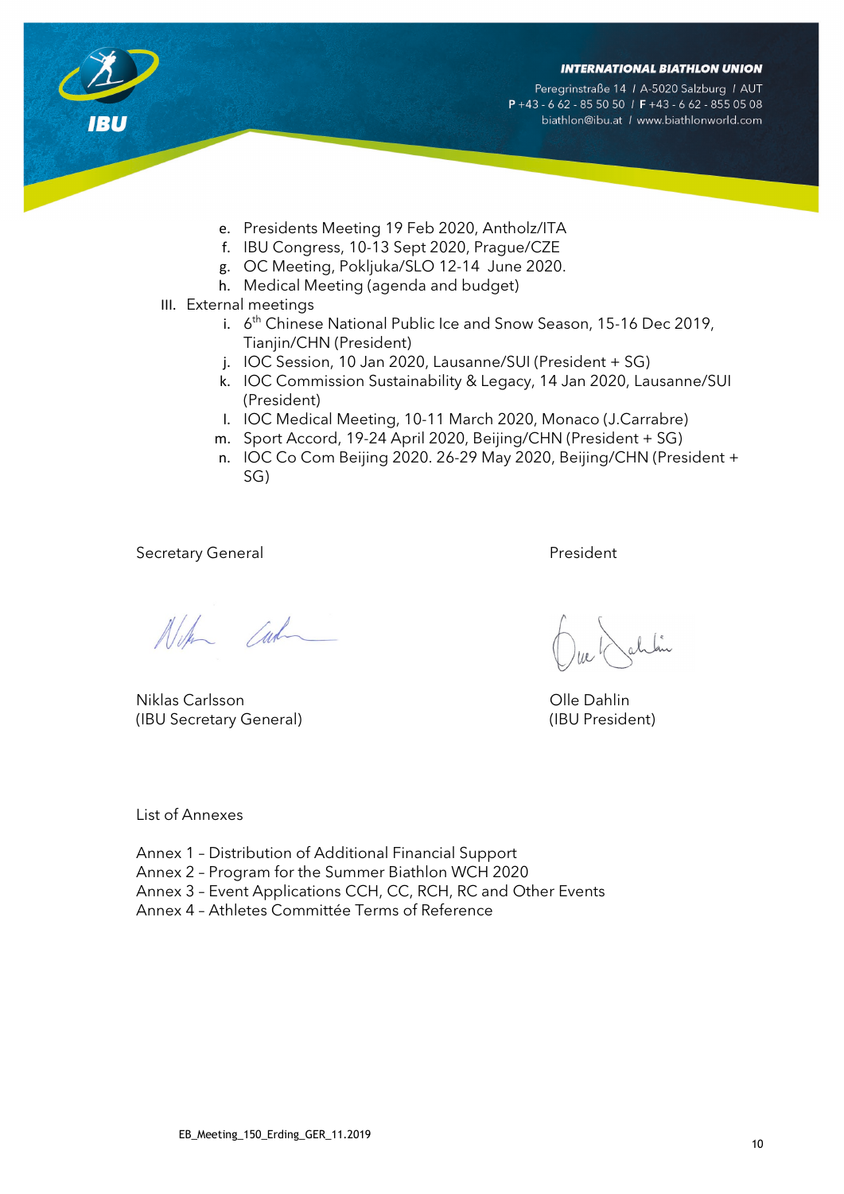e. Presidents Meeting 19 Feb 2020, Antholz/ITA
f. IBU Congress, 10-13 Sept 2020, Prague/CZE
g. OC Meeting, Pokljuka/SLO 12-14 June 2020.
h. Medical Meeting (agenda and budget)

III. External meetings

i. 6th Chinese National Public Ice and Snow Season, 15-16 Dec 2019, Tianjin/CHN (President)
j. IOC Session, 10 Jan 2020, Lausanne/SUI (President + SG)
k. IOC Commission Sustainability & Legacy, 14 Jan 2020, Lausanne/SUI (President)
l. IOC Medical Meeting, 10-11 March 2020, Monaco (J.Carrabre)
m. Sport Accord, 19-24 April 2020, Beijing/CHN (President + SG)
n. IOC Co Com Beijing 2020. 26-29 May 2020, Beijing/CHN (President + SG)

Secretary General

Niklas Carlsson
(IBU Secretary General)

President

Olle Dahlin
(IBU President)

List of Annexes

Annex 1 – Distribution of Additional Financial Support
Annex 2 – Program for the Summer Biathlon WCH 2020
Annex 3 – Event Applications CCH, CC, RCH, RC and Other Events
Annex 4 – Athletes Committée Terms of Reference